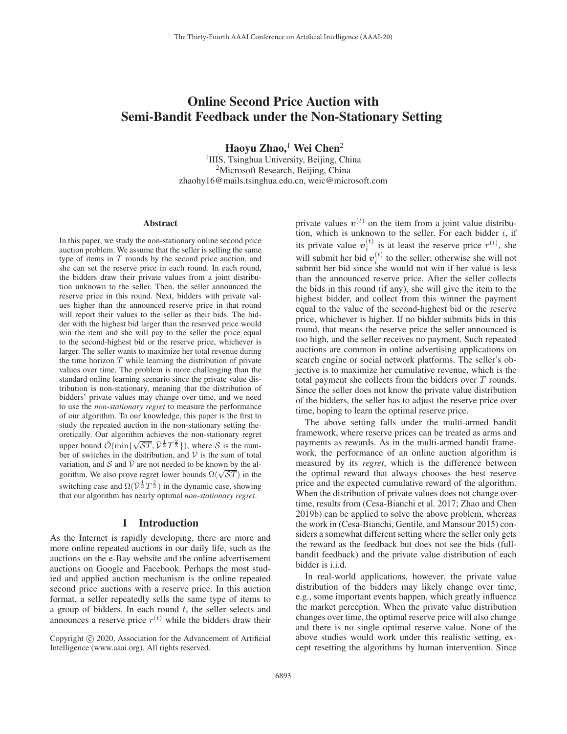# Online Second Price Auction with Semi-Bandit Feedback under the Non-Stationary Setting

**Haoyu Zhao,**[1] **Wei Chen**[2]

[1]IIIS, Tsinghua University, Beijing, China
[2]Microsoft Research, Beijing, China
zhaohy16@mails.tsinghua.edu.cn, weic@microsoft.com

## Abstract

In this paper, we study the non-stationary online second price auction problem. We assume that the seller is selling the same type of items in $T$ rounds by the second price auction, and she can set the reserve price in each round. In each round, the bidders draw their private values from a joint distribution unknown to the seller. Then, the seller announced the reserve price in this round. Next, bidders with private values higher than the announced reserve price in that round will report their values to the seller as their bids. The bidder with the highest bid larger than the reserved price would win the item and she will pay to the seller the price equal to the second-highest bid or the reserve price, whichever is larger. The seller wants to maximize her total revenue during the time horizon $T$ while learning the distribution of private values over time. The problem is more challenging than the standard online learning scenario since the private value distribution is non-stationary, meaning that the distribution of bidders' private values may change over time, and we need to use the *non-stationary regret* to measure the performance of our algorithm. To our knowledge, this paper is the first to study the repeated auction in the non-stationary setting theoretically. Our algorithm achieves the non-stationary regret upper bound $\tilde{\mathcal{O}}(\min\{\sqrt{\mathcal{S}T}, \bar{\mathcal{V}}^{\frac{1}{3}}T^{\frac{2}{3}}\})$, where $\mathcal{S}$ is the number of switches in the distribution, and $\bar{\mathcal{V}}$ is the sum of total variation, and $\mathcal{S}$ and $\bar{\mathcal{V}}$ are not needed to be known by the algorithm. We also prove regret lower bounds $\Omega(\sqrt{\mathcal{S}T})$ in the switching case and $\Omega(\bar{\mathcal{V}}^{\frac{1}{3}}T^{\frac{2}{3}})$ in the dynamic case, showing that our algorithm has nearly optimal *non-stationary regret*.

## 1 Introduction

As the Internet is rapidly developing, there are more and more online repeated auctions in our daily life, such as the auctions on the e-Bay website and the online advertisement auctions on Google and Facebook. Perhaps the most studied and applied auction mechanism is the online repeated second price auctions with a reserve price. In this auction format, a seller repeatedly sells the same type of items to a group of bidders. In each round $t$, the seller selects and announces a reserve price $r^{(t)}$ while the bidders draw their private values $\boldsymbol{v}^{(t)}$ on the item from a joint value distribution, which is unknown to the seller. For each bidder $i$, if its private value $\boldsymbol{v}_i^{(t)}$ is at least the reserve price $r^{(t)}$, she will submit her bid $\boldsymbol{v}_i^{(t)}$ to the seller; otherwise she will not submit her bid since she would not win if her value is less than the announced reserve price. After the seller collects the bids in this round (if any), she will give the item to the highest bidder, and collect from this winner the payment equal to the value of the second-highest bid or the reserve price, whichever is higher. If no bidder submits bids in this round, that means the reserve price the seller announced is too high, and the seller receives no payment. Such repeated auctions are common in online advertising applications on search engine or social network platforms. The seller's objective is to maximize her cumulative revenue, which is the total payment she collects from the bidders over $T$ rounds. Since the seller does not know the private value distribution of the bidders, the seller has to adjust the reserve price over time, hoping to learn the optimal reserve price.

The above setting falls under the multi-armed bandit framework, where reserve prices can be treated as arms and payments as rewards. As in the multi-armed bandit framework, the performance of an online auction algorithm is measured by its *regret*, which is the difference between the optimal reward that always chooses the best reserve price and the expected cumulative reward of the algorithm. When the distribution of private values does not change over time, results from (Cesa-Bianchi et al. 2017; Zhao and Chen 2019b) can be applied to solve the above problem, whereas the work in (Cesa-Bianchi, Gentile, and Mansour 2015) considers a somewhat different setting where the seller only gets the reward as the feedback but does not see the bids (full-bandit feedback) and the private value distribution of each bidder is i.i.d.

In real-world applications, however, the private value distribution of the bidders may likely change over time, e.g., some important events happen, which greatly influence the market perception. When the private value distribution changes over time, the optimal reserve price will also change and there is no single optimal reserve value. None of the above studies would work under this realistic setting, except resetting the algorithms by human intervention. Since

Copyright © 2020, Association for the Advancement of Artificial Intelligence (www.aaai.org). All rights reserved.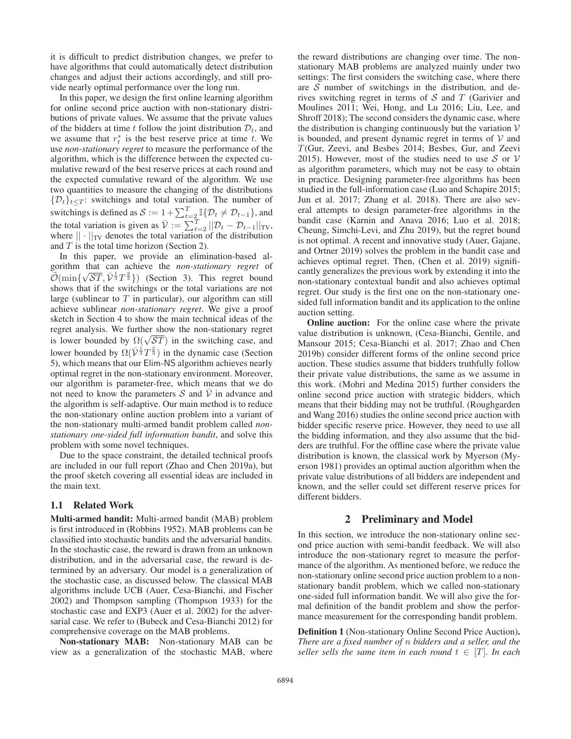it is difficult to predict distribution changes, we prefer to have algorithms that could automatically detect distribution changes and adjust their actions accordingly, and still provide nearly optimal performance over the long run.

In this paper, we design the first online learning algorithm for online second price auction with non-stationary distributions of private values. We assume that the private values of the bidders at time $t$ follow the joint distribution $\mathcal{D}_t$, and we assume that $r_t^*$ is the best reserve price at time $t$. We use *non-stationary regret* to measure the performance of the algorithm, which is the difference between the expected cumulative reward of the best reserve prices at each round and the expected cumulative reward of the algorithm. We use two quantities to measure the changing of the distributions $\{\mathcal{D}_t\}_{t \le T}$: switchings and total variation. The number of switchings is defined as $\mathcal{S} := 1 + \sum_{t=2}^{T} \mathbb{I}\{\mathcal{D}_t \neq \mathcal{D}_{t-1}\}$, and the total variation is given as $\bar{\mathcal{V}} := \sum_{t=2}^{T} ||\mathcal{D}_t - \mathcal{D}_{t-1}||_{\text{TV}}$, where $||\cdot||_{\text{TV}}$ denotes the total variation of the distribution and $T$ is the total time horizon (Section 2).

In this paper, we provide an elimination-based algorithm that can achieve the *non-stationary regret* of $\tilde{\mathcal{O}}(\min\{\sqrt{\mathcal{S}T}, \bar{\mathcal{V}}^{\frac{1}{3}} T^{\frac{2}{3}}\})$ (Section 3). This regret bound shows that if the switchings or the total variations are not large (sublinear to $T$ in particular), our algorithm can still achieve sublinear *non-stationary regret*. We give a proof sketch in Section 4 to show the main technical ideas of the regret analysis. We further show the non-stationary regret is lower bounded by $\Omega(\sqrt{\mathcal{S}T})$ in the switching case, and lower bounded by $\Omega(\bar{\mathcal{V}}^{\frac{1}{3}} T^{\frac{2}{3}})$ in the dynamic case (Section 5), which means that our Elim-NS algorithm achieves nearly optimal regret in the non-stationary environment. Moreover, our algorithm is parameter-free, which means that we do not need to know the parameters $\mathcal{S}$ and $\bar{\mathcal{V}}$ in advance and the algorithm is self-adaptive. Our main method is to reduce the non-stationary online auction problem into a variant of the non-stationary multi-armed bandit problem called *non-stationary one-sided full information bandit*, and solve this problem with some novel techniques.

Due to the space constraint, the detailed technical proofs are included in our full report (Zhao and Chen 2019a), but the proof sketch covering all essential ideas are included in the main text.

### 1.1 Related Work

**Multi-armed bandit:** Multi-armed bandit (MAB) problem is first introduced in (Robbins 1952). MAB problems can be classified into stochastic bandits and the adversarial bandits. In the stochastic case, the reward is drawn from an unknown distribution, and in the adversarial case, the reward is determined by an adversary. Our model is a generalization of the stochastic case, as discussed below. The classical MAB algorithms include UCB (Auer, Cesa-Bianchi, and Fischer 2002) and Thompson sampling (Thompson 1933) for the stochastic case and EXP3 (Auer et al. 2002) for the adversarial case. We refer to (Bubeck and Cesa-Bianchi 2012) for comprehensive coverage on the MAB problems.

**Non-stationary MAB:** Non-stationary MAB can be view as a generalization of the stochastic MAB, where the reward distributions are changing over time. The non-stationary MAB problems are analyzed mainly under two settings: The first considers the switching case, where there are $\mathcal{S}$ number of switchings in the distribution, and derives switching regret in terms of $\mathcal{S}$ and $T$ (Garivier and Moulines 2011; Wei, Hong, and Lu 2016; Liu, Lee, and Shroff 2018); The second considers the dynamic case, where the distribution is changing continuously but the variation $\mathcal{V}$ is bounded, and present dynamic regret in terms of $\mathcal{V}$ and $T$(Gur, Zeevi, and Besbes 2014; Besbes, Gur, and Zeevi 2015). However, most of the studies need to use $\mathcal{S}$ or $\mathcal{V}$ as algorithm parameters, which may not be easy to obtain in practice. Designing parameter-free algorithms has been studied in the full-information case (Luo and Schapire 2015; Jun et al. 2017; Zhang et al. 2018). There are also several attempts to design parameter-free algorithms in the bandit case (Karnin and Anava 2016; Luo et al. 2018; Cheung, Simchi-Levi, and Zhu 2019), but the regret bound is not optimal. A recent and innovative study (Auer, Gajane, and Ortner 2019) solves the problem in the bandit case and achieves optimal regret. Then, (Chen et al. 2019) significantly generalizes the previous work by extending it into the non-stationary contextual bandit and also achieves optimal regret. Our study is the first one on the non-stationary one-sided full information bandit and its application to the online auction setting.

**Online auction:** For the online case where the private value distribution is unknown, (Cesa-Bianchi, Gentile, and Mansour 2015; Cesa-Bianchi et al. 2017; Zhao and Chen 2019b) consider different forms of the online second price auction. These studies assume that bidders truthfully follow their private value distributions, the same as we assume in this work. (Mohri and Medina 2015) further considers the online second price auction with strategic bidders, which means that their bidding may not be truthful. (Roughgarden and Wang 2016) studies the online second price auction with bidder specific reserve price. However, they need to use all the bidding information, and they also assume that the bidders are truthful. For the offline case where the private value distribution is known, the classical work by Myerson (Myerson 1981) provides an optimal auction algorithm when the private value distributions of all bidders are independent and known, and the seller could set different reserve prices for different bidders.

## 2 Preliminary and Model

In this section, we introduce the non-stationary online second price auction with semi-bandit feedback. We will also introduce the non-stationary regret to measure the performance of the algorithm. As mentioned before, we reduce the non-stationary online second price auction problem to a non-stationary bandit problem, which we called non-stationary one-sided full information bandit. We will also give the formal definition of the bandit problem and show the performance measurement for the corresponding bandit problem.

**Definition 1** (Non-stationary Online Second Price Auction). *There are a fixed number of $n$ bidders and a seller, and the seller sells the same item in each round $t \in [T]$. In each*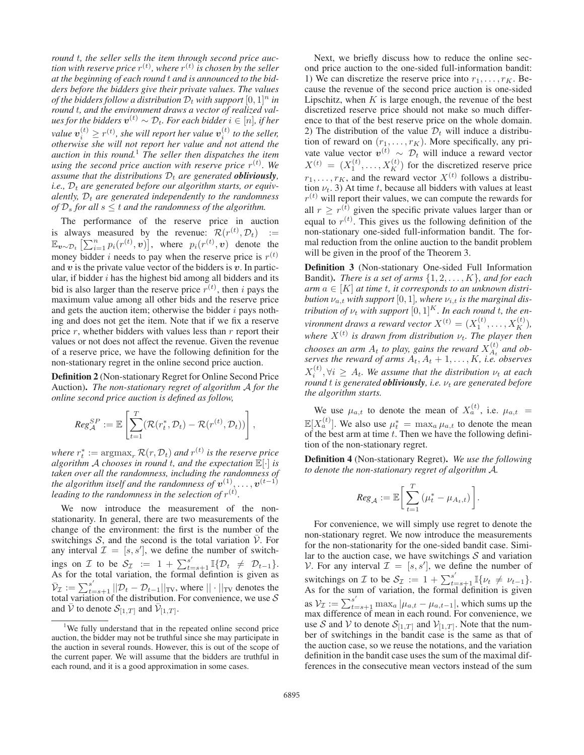*round $t$, the seller sells the item through second price auction with reserve price $r^{(t)}$, where $r^{(t)}$ is chosen by the seller at the beginning of each round $t$ and is announced to the bidders before the bidders give their private values. The values of the bidders follow a distribution $\mathcal{D}_t$ with support $[0,1]^n$ in round $t$, and the environment draws a vector of realized values for the bidders $\boldsymbol{v}^{(t)} \sim \mathcal{D}_t$. For each bidder $i \in [n]$, if her value $\boldsymbol{v}_i^{(t)} \geq r^{(t)}$, she will report her value $\boldsymbol{v}_i^{(t)}$ to the seller, otherwise she will not report her value and not attend the auction in this round.*[1] *The seller then dispatches the item using the second price auction with reserve price $r^{(t)}$. We assume that the distributions $\mathcal{D}_t$ are generated **obliviously**, i.e., $\mathcal{D}_t$ are generated before our algorithm starts, or equivalently, $\mathcal{D}_t$ are generated independently to the randomness of $\mathcal{D}_s$ for all $s \leq t$ and the randomness of the algorithm.*

The performance of the reserve price in auction is always measured by the revenue: $\mathcal{R}(r^{(t)}, \mathcal{D}_t) := \mathbb{E}_{\boldsymbol{v} \sim \mathcal{D}_t}\left[\sum_{i=1}^n p_i(r^{(t)}, \boldsymbol{v})\right]$, where $p_i(r^{(t)}, \boldsymbol{v})$ denote the money bidder $i$ needs to pay when the reserve price is $r^{(t)}$ and $\boldsymbol{v}$ is the private value vector of the bidders is $\boldsymbol{v}$. In particular, if bidder $i$ has the highest bid among all bidders and its bid is also larger than the reserve price $r^{(t)}$, then $i$ pays the maximum value among all other bids and the reserve price and gets the auction item; otherwise the bidder $i$ pays nothing and does not get the item. Note that if we fix a reserve price $r$, whether bidders with values less than $r$ report their values or not does not affect the revenue. Given the revenue of a reserve price, we have the following definition for the non-stationary regret in the online second price auction.

**Definition 2** (Non-stationary Regret for Online Second Price Auction)**.** *The non-stationary regret of algorithm $\mathcal{A}$ for the online second price auction is defined as follow,*

$$Reg_{\mathcal{A}}^{SP} := \mathbb{E}\left[\sum_{t=1}^{T}(\mathcal{R}(r_t^*, \mathcal{D}_t) - \mathcal{R}(r^{(t)}, \mathcal{D}_t))\right],$$

*where $r_t^* := \operatorname{argmax}_r \mathcal{R}(r, \mathcal{D}_t)$ and $r^{(t)}$ is the reserve price algorithm $\mathcal{A}$ chooses in round $t$, and the expectation $\mathbb{E}[\cdot]$ is taken over all the randomness, including the randomness of the algorithm itself and the randomness of $\boldsymbol{v}^{(1)}, \dots, \boldsymbol{v}^{(t-1)}$ leading to the randomness in the selection of $r^{(t)}$.*

We now introduce the measurement of the non-stationarity. In general, there are two measurements of the change of the environment: the first is the number of the switchings $\mathcal{S}$, and the second is the total variation $\bar{\mathcal{V}}$. For any interval $\mathcal{I} = [s, s']$, we define the number of switchings on $\mathcal{I}$ to be $\mathcal{S}_{\mathcal{I}} := 1 + \sum_{t=s+1}^{s'} \mathbb{I}\{\mathcal{D}_t \neq \mathcal{D}_{t-1}\}$. As for the total variation, the formal defintion is given as $\bar{\mathcal{V}}_{\mathcal{I}} := \sum_{t=s+1}^{s'} ||\mathcal{D}_t - \mathcal{D}_{t-1}||_{\text{TV}}$, where $||\cdot||_{\text{TV}}$ denotes the total variation of the distribution. For convenience, we use $\mathcal{S}$ and $\bar{\mathcal{V}}$ to denote $\mathcal{S}_{[1,T]}$ and $\bar{\mathcal{V}}_{[1,T]}$.

Next, we briefly discuss how to reduce the online second price auction to the one-sided full-information bandit: 1) We can discretize the reserve price into $r_1, \dots, r_K$. Because the revenue of the second price auction is one-sided Lipschitz, when $K$ is large enough, the revenue of the best discretized reserve price should not make so much difference to that of the best reserve price on the whole domain. 2) The distribution of the value $\mathcal{D}_t$ will induce a distribution of reward on $(r_1, \dots, r_K)$. More specifically, any private value vector $\boldsymbol{v}^{(t)} \sim \mathcal{D}_t$ will induce a reward vector $X^{(t)} = (X_1^{(t)}, \dots, X_K^{(t)})$ for the discretized reserve price $r_1, \dots, r_K$, and the reward vector $X^{(t)}$ follows a distribution $\nu_t$. 3) At time $t$, because all bidders with values at least $r^{(t)}$ will report their values, we can compute the rewards for all $r \geq r^{(t)}$ given the specific private values larger than or equal to $r^{(t)}$. This gives us the following definition of the non-stationary one-sided full-information bandit. The formal reduction from the online auction to the bandit problem will be given in the proof of the Theorem 3.

**Definition 3** (Non-stationary One-sided Full Information Bandit)**.** *There is a set of arms $\{1, 2, \dots, K\}$, and for each arm $a \in [K]$ at time $t$, it corresponds to an unknown distribution $\nu_{a,t}$ with support $[0,1]$, where $\nu_{i,t}$ is the marginal distribution of $\nu_t$ with support $[0,1]^K$. In each round $t$, the environment draws a reward vector $X^{(t)} = (X_1^{(t)}, \dots, X_K^{(t)})$, where $X^{(t)}$ is drawn from distribution $\nu_t$. The player then chooses an arm $A_t$ to play, gains the reward $X_{A_t}^{(t)}$ and observes the reward of arms $A_t, A_t+1, \dots, K$, i.e. observes $X_i^{(t)}, \forall i \geq A_t$. We assume that the distribution $\nu_t$ at each round $t$ is generated **obliviously**, i.e. $\nu_t$ are generated before the algorithm starts.*

We use $\mu_{a,t}$ to denote the mean of $X_a^{(t)}$, i.e. $\mu_{a,t} = \mathbb{E}[X_a^{(t)}]$. We also use $\mu_t^* = \max_a \mu_{a,t}$ to denote the mean of the best arm at time $t$. Then we have the following definition of the non-stationary regret.

**Definition 4** (Non-stationary Regret)**.** *We use the following to denote the non-stationary regret of algorithm $\mathcal{A}$.*

$$Reg_{\mathcal{A}} := \mathbb{E}\left[\sum_{t=1}^{T}(\mu_t^* - \mu_{A_t,t})\right].$$

For convenience, we will simply use regret to denote the non-stationary regret. We now introduce the measurements for the non-stationarity for the one-sided bandit case. Similar to the auction case, we have switchings $\mathcal{S}$ and variation $\mathcal{V}$. For any interval $\mathcal{I} = [s, s']$, we define the number of switchings on $\mathcal{I}$ to be $\mathcal{S}_{\mathcal{I}} := 1 + \sum_{t=s+1}^{s'} \mathbb{I}\{\nu_t \neq \nu_{t-1}\}$. As for the sum of variation, the formal definition is given as $\mathcal{V}_{\mathcal{I}} := \sum_{t=s+1}^{s'} \max_a |\mu_{a,t} - \mu_{a,t-1}|$, which sums up the max difference of mean in each round. For convenience, we use $\mathcal{S}$ and $\mathcal{V}$ to denote $\mathcal{S}_{[1,T]}$ and $\mathcal{V}_{[1,T]}$. Note that the number of switchings in the bandit case is the same as that of the auction case, so we reuse the notations, and the variation definition in the bandit case uses the sum of the maximal differences in the consecutive mean vectors instead of the sum

[1] We fully understand that in the repeated online second price auction, the bidder may not be truthful since she may participate in the auction in several rounds. However, this is out of the scope of the current paper. We will assume that the bidders are truthful in each round, and it is a good approximation in some cases.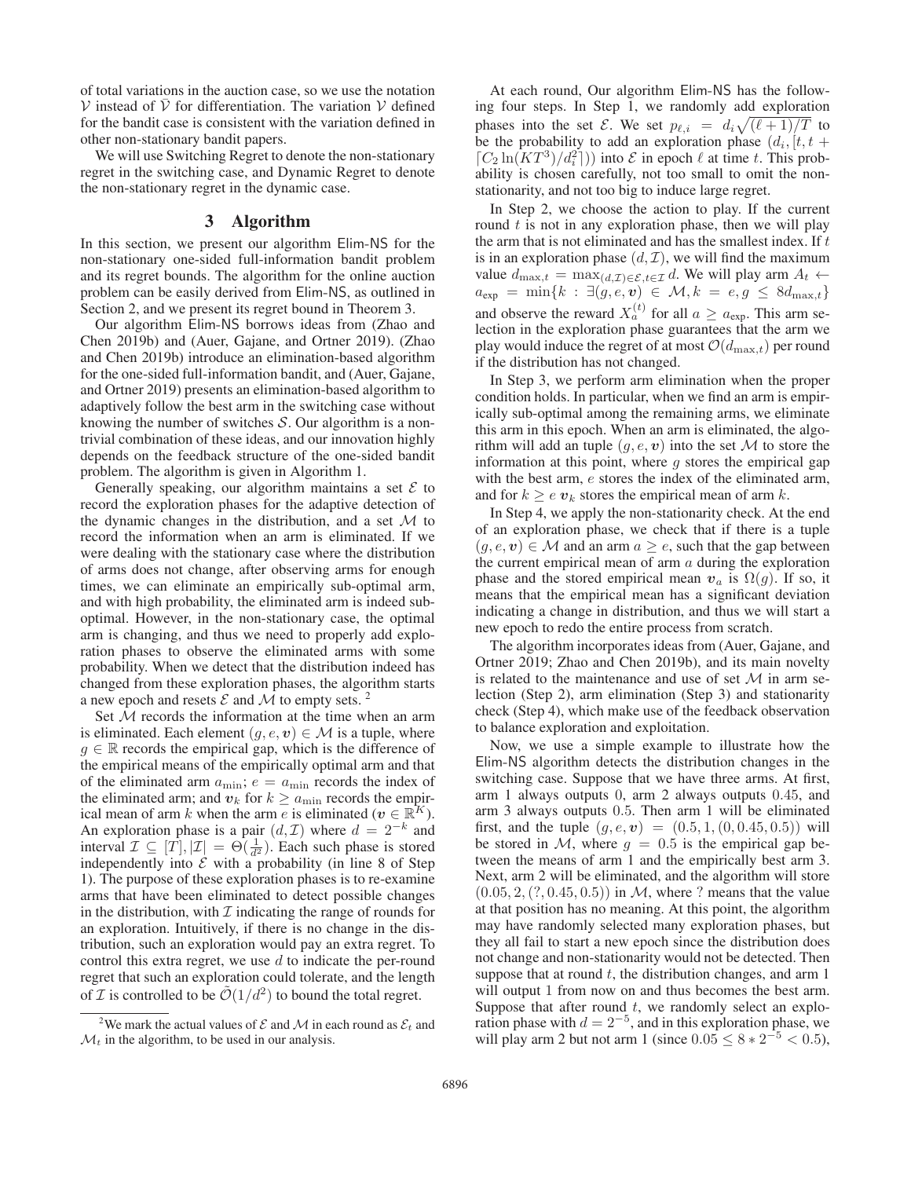of total variations in the auction case, so we use the notation $\mathcal{V}$ instead of $\tilde{\mathcal{V}}$ for differentiation. The variation $\mathcal{V}$ defined for the bandit case is consistent with the variation defined in other non-stationary bandit papers.

We will use Switching Regret to denote the non-stationary regret in the switching case, and Dynamic Regret to denote the non-stationary regret in the dynamic case.

## 3 Algorithm

In this section, we present our algorithm Elim-NS for the non-stationary one-sided full-information bandit problem and its regret bounds. The algorithm for the online auction problem can be easily derived from Elim-NS, as outlined in Section 2, and we present its regret bound in Theorem 3.

Our algorithm Elim-NS borrows ideas from (Zhao and Chen 2019b) and (Auer, Gajane, and Ortner 2019). (Zhao and Chen 2019b) introduce an elimination-based algorithm for the one-sided full-information bandit, and (Auer, Gajane, and Ortner 2019) presents an elimination-based algorithm to adaptively follow the best arm in the switching case without knowing the number of switches $\mathcal{S}$. Our algorithm is a non-trivial combination of these ideas, and our innovation highly depends on the feedback structure of the one-sided bandit problem. The algorithm is given in Algorithm 1.

Generally speaking, our algorithm maintains a set $\mathcal{E}$ to record the exploration phases for the adaptive detection of the dynamic changes in the distribution, and a set $\mathcal{M}$ to record the information when an arm is eliminated. If we were dealing with the stationary case where the distribution of arms does not change, after observing arms for enough times, we can eliminate an empirically sub-optimal arm, and with high probability, the eliminated arm is indeed sub-optimal. However, in the non-stationary case, the optimal arm is changing, and thus we need to properly add exploration phases to observe the eliminated arms with some probability. When we detect that the distribution indeed has changed from these exploration phases, the algorithm starts a new epoch and resets $\mathcal{E}$ and $\mathcal{M}$ to empty sets. [2]

Set $\mathcal{M}$ records the information at the time when an arm is eliminated. Each element $(g, e, \boldsymbol{v}) \in \mathcal{M}$ is a tuple, where $g \in \mathbb{R}$ records the empirical gap, which is the difference of the empirical means of the empirically optimal arm and that of the eliminated arm $a_{\min}$; $e = a_{\min}$ records the index of the eliminated arm; and $\boldsymbol{v}_k$ for $k \geq a_{\min}$ records the empirical mean of arm $k$ when the arm $e$ is eliminated ($\boldsymbol{v} \in \mathbb{R}^K$). An exploration phase is a pair $(d, \mathcal{I})$ where $d = 2^{-k}$ and interval $\mathcal{I} \subseteq [T], |\mathcal{I}| = \Theta(\frac{1}{d^2})$. Each such phase is stored independently into $\mathcal{E}$ with a probability (in line 8 of Step 1). The purpose of these exploration phases is to re-examine arms that have been eliminated to detect possible changes in the distribution, with $\mathcal{I}$ indicating the range of rounds for an exploration. Intuitively, if there is no change in the distribution, such an exploration would pay an extra regret. To control this extra regret, we use $d$ to indicate the per-round regret that such an exploration could tolerate, and the length of $\mathcal{I}$ is controlled to be $\tilde{\mathcal{O}}(1/d^2)$ to bound the total regret.

[2] We mark the actual values of $\mathcal{E}$ and $\mathcal{M}$ in each round as $\mathcal{E}_t$ and $\mathcal{M}_t$ in the algorithm, to be used in our analysis.

At each round, Our algorithm Elim-NS has the following four steps. In Step 1, we randomly add exploration phases into the set $\mathcal{E}$. We set $p_{\ell,i} = d_i\sqrt{(\ell+1)/T}$ to be the probability to add an exploration phase $(d_i, [t, t + \lceil C_2 \ln(KT^3)/d_i^2 \rceil])$ into $\mathcal{E}$ in epoch $\ell$ at time $t$. This probability is chosen carefully, not too small to omit the non-stationarity, and not too big to induce large regret.

In Step 2, we choose the action to play. If the current round $t$ is not in any exploration phase, then we will play the arm that is not eliminated and has the smallest index. If $t$ is in an exploration phase $(d, \mathcal{I})$, we will find the maximum value $d_{\max,t} = \max_{(d,\mathcal{I}) \in \mathcal{E}, t \in \mathcal{I}} d$. We will play arm $A_t \leftarrow a_{\exp} = \min\{k : \exists (g, e, \boldsymbol{v}) \in \mathcal{M}, k = e, g \leq 8 d_{\max,t}\}$ and observe the reward $X_a^{(t)}$ for all $a \geq a_{\exp}$. This arm selection in the exploration phase guarantees that the arm we play would induce the regret of at most $\mathcal{O}(d_{\max,t})$ per round if the distribution has not changed.

In Step 3, we perform arm elimination when the proper condition holds. In particular, when we find an arm is empirically sub-optimal among the remaining arms, we eliminate this arm in this epoch. When an arm is eliminated, the algorithm will add an tuple $(g, e, \boldsymbol{v})$ into the set $\mathcal{M}$ to store the information at this point, where $g$ stores the empirical gap with the best arm, $e$ stores the index of the eliminated arm, and for $k \geq e$ $\boldsymbol{v}_k$ stores the empirical mean of arm $k$.

In Step 4, we apply the non-stationarity check. At the end of an exploration phase, we check that if there is a tuple $(g, e, \boldsymbol{v}) \in \mathcal{M}$ and an arm $a \geq e$, such that the gap between the current empirical mean of arm $a$ during the exploration phase and the stored empirical mean $\boldsymbol{v}_a$ is $\Omega(g)$. If so, it means that the empirical mean has a significant deviation indicating a change in distribution, and thus we will start a new epoch to redo the entire process from scratch.

The algorithm incorporates ideas from (Auer, Gajane, and Ortner 2019; Zhao and Chen 2019b), and its main novelty is related to the maintenance and use of set $\mathcal{M}$ in arm selection (Step 2), arm elimination (Step 3) and stationarity check (Step 4), which make use of the feedback observation to balance exploration and exploitation.

Now, we use a simple example to illustrate how the Elim-NS algorithm detects the distribution changes in the switching case. Suppose that we have three arms. At first, arm 1 always outputs 0, arm 2 always outputs 0.45, and arm 3 always outputs 0.5. Then arm 1 will be eliminated first, and the tuple $(g, e, \boldsymbol{v}) = (0.5, 1, (0, 0.45, 0.5))$ will be stored in $\mathcal{M}$, where $g = 0.5$ is the empirical gap between the means of arm 1 and the empirically best arm 3. Next, arm 2 will be eliminated, and the algorithm will store $(0.05, 2, (?, 0.45, 0.5))$ in $\mathcal{M}$, where ? means that the value at that position has no meaning. At this point, the algorithm may have randomly selected many exploration phases, but they all fail to start a new epoch since the distribution does not change and non-stationarity would not be detected. Then suppose that at round $t$, the distribution changes, and arm 1 will output 1 from now on and thus becomes the best arm. Suppose that after round $t$, we randomly select an exploration phase with $d = 2^{-5}$, and in this exploration phase, we will play arm 2 but not arm 1 (since $0.05 \leq 8 * 2^{-5} < 0.5$),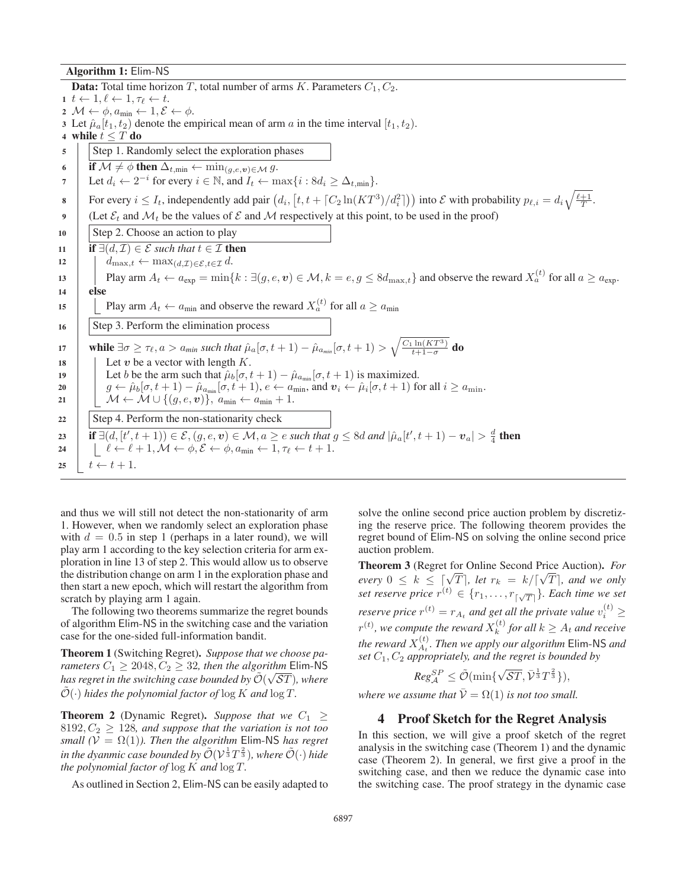**Algorithm 1:** Elim-NS

```
Data: Total time horizon T, total number of arms K. Parameters C_1, C_2.
1  t ← 1, ℓ ← 1, τ_ℓ ← t.
2  M ← φ, a_min ← 1, E ← φ.
3  Let μ̂_a[t_1, t_2) denote the empirical mean of arm a in the time interval [t_1, t_2).
4  while t ≤ T do
5      Step 1. Randomly select the exploration phases
6      if M ≠ φ then Δ_{t,min} ← min_{(g,e,v)∈M} g.
7      Let d_i ← 2^{-i} for every i ∈ N, and I_t ← max{i : 8d_i ≥ Δ_{t,min}}.
8      For every i ≤ I_t, independently add pair (d_i, [t, t + ⌈C_2 ln(KT^3)/d_i^2⌉)) into E with probability p_{ℓ,i} = d_i sqrt((ℓ+1)/T).
9      (Let E_t and M_t be the values of E and M respectively at this point, to be used in the proof)
10     Step 2. Choose an action to play
11     if ∃(d, I) ∈ E such that t ∈ I then
12         d_{max,t} ← max_{(d,I)∈E, t∈I} d.
13         Play arm A_t ← a_exp = min{k : ∃(g, e, v) ∈ M, k = e, g ≤ 8d_{max,t}} and observe the reward X_a^(t) for all a ≥ a_exp.
14     else
15         Play arm A_t ← a_min and observe the reward X_a^(t) for all a ≥ a_min
16     Step 3. Perform the elimination process
17     while ∃σ ≥ τ_ℓ, a > a_min such that μ̂_a[σ, t+1) − μ̂_{a_min}[σ, t+1) > sqrt(C_1 ln(KT^3)/(t+1−σ)) do
18         Let v be a vector with length K.
19         Let b be the arm such that μ̂_b[σ, t+1) − μ̂_{a_min}[σ, t+1) is maximized.
20         g ← μ̂_b[σ, t+1) − μ̂_{a_min}[σ, t+1), e ← a_min, and v_i ← μ̂_i[σ, t+1) for all i ≥ a_min.
21         M ← M ∪ {(g, e, v)}, a_min ← a_min + 1.
22     Step 4. Perform the non-stationarity check
23     if ∃(d, [t', t+1)) ∈ E, (g, e, v) ∈ M, a ≥ e such that g ≤ 8d and |μ̂_a[t', t+1) − v_a| > d/4 then
24         ℓ ← ℓ + 1, M ← φ, E ← φ, a_min ← 1, τ_ℓ ← t + 1.
25     t ← t + 1.
```

and thus we will still not detect the non-stationarity of arm 1. However, when we randomly select an exploration phase with $d = 0.5$ in step 1 (perhaps in a later round), we will play arm 1 according to the key selection criteria for arm exploration in line 13 of step 2. This would allow us to observe the distribution change on arm 1 in the exploration phase and then start a new epoch, which will restart the algorithm from scratch by playing arm 1 again.

The following two theorems summarize the regret bounds of algorithm Elim-NS in the switching case and the variation case for the one-sided full-information bandit.

**Theorem 1** (Switching Regret)**.** *Suppose that we choose parameters $C_1 \geq 2048, C_2 \geq 32$, then the algorithm Elim-NS has regret in the switching case bounded by $\tilde{\mathcal{O}}(\sqrt{\mathcal{S}T})$, where $\tilde{\mathcal{O}}(\cdot)$ hides the polynomial factor of $\log K$ and $\log T$.*

**Theorem 2** (Dynamic Regret)**.** *Suppose that we $C_1 \geq 8192, C_2 \geq 128$, and suppose that the variation is not too small ($\mathcal{V} = \Omega(1)$). Then the algorithm Elim-NS has regret in the dyanmic case bounded by $\tilde{\mathcal{O}}(\mathcal{V}^{\frac{1}{3}}T^{\frac{2}{3}})$, where $\tilde{\mathcal{O}}(\cdot)$ hide the polynomial factor of $\log K$ and $\log T$.*

As outlined in Section 2, Elim-NS can be easily adapted to solve the online second price auction problem by discretizing the reserve price. The following theorem provides the regret bound of Elim-NS on solving the online second price auction problem.

**Theorem 3** (Regret for Online Second Price Auction)**.** *For every $0 \leq k \leq \lceil\sqrt{T}\rceil$, let $r_k = k/\lceil\sqrt{T}\rceil$, and we only set reserve price $r^{(t)} \in \{r_1, \ldots, r_{\lceil\sqrt{T}\rceil}\}$. Each time we set reserve price $r^{(t)} = r_{A_t}$ and get all the private value $v_i^{(t)} \geq r^{(t)}$, we compute the reward $X_k^{(t)}$ for all $k \geq A_t$ and receive the reward $X_{A_t}^{(t)}$. Then we apply our algorithm Elim-NS and set $C_1, C_2$ appropriately, and the regret is bounded by*

$$Reg_{\mathcal{A}}^{SP} \leq \tilde{\mathcal{O}}(\min\{\sqrt{\mathcal{S}T}, \bar{\mathcal{V}}^{\frac{1}{3}}T^{\frac{2}{3}}\}),$$

*where we assume that $\bar{\mathcal{V}} = \Omega(1)$ is not too small.*

## 4 Proof Sketch for the Regret Analysis

In this section, we will give a proof sketch of the regret analysis in the switching case (Theorem 1) and the dynamic case (Theorem 2). In general, we first give a proof in the switching case, and then we reduce the dynamic case into the switching case. The proof strategy in the dynamic case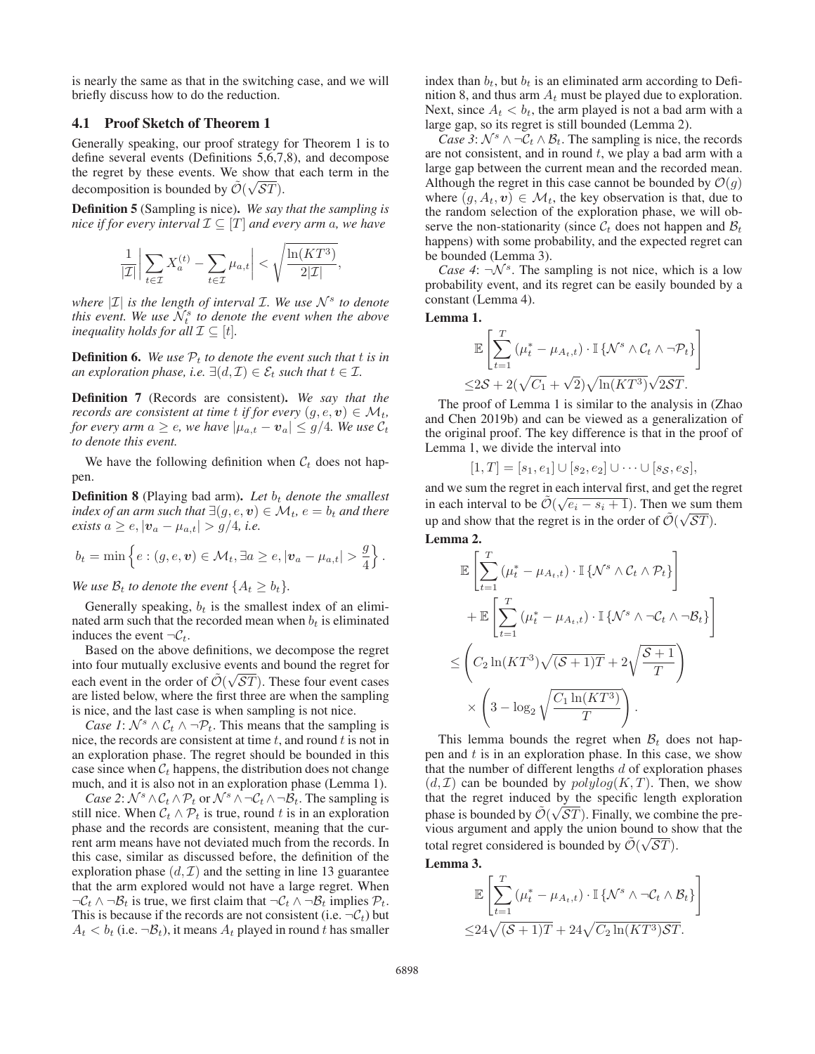is nearly the same as that in the switching case, and we will briefly discuss how to do the reduction.

### 4.1 Proof Sketch of Theorem 1

Generally speaking, our proof strategy for Theorem 1 is to define several events (Definitions 5,6,7,8), and decompose the regret by these events. We show that each term in the decomposition is bounded by $\tilde{\mathcal{O}}(\sqrt{\mathcal{S}T})$.

**Definition 5** (Sampling is nice)**.** *We say that the sampling is nice if for every interval $\mathcal{I} \subseteq [T]$ and every arm $a$, we have*

$$\frac{1}{|\mathcal{I}|}\left|\sum_{t\in\mathcal{I}} X_a^{(t)} - \sum_{t\in\mathcal{I}} \mu_{a,t}\right| < \sqrt{\frac{\ln(KT^3)}{2|\mathcal{I}|}},$$

*where $|\mathcal{I}|$ is the length of interval $\mathcal{I}$. We use $\mathcal{N}^s$ to denote this event. We use $\mathcal{N}_t^s$ to denote the event when the above inequality holds for all $\mathcal{I} \subseteq [t]$.*

**Definition 6.** *We use $\mathcal{P}_t$ to denote the event such that $t$ is in an exploration phase, i.e. $\exists (d, \mathcal{I}) \in \mathcal{E}_t$ such that $t \in \mathcal{I}$.*

**Definition 7** (Records are consistent)**.** *We say that the records are consistent at time $t$ if for every $(g, e, \boldsymbol{v}) \in \mathcal{M}_t$, for every arm $a \geq e$, we have $|\mu_{a,t} - \boldsymbol{v}_a| \leq g/4$. We use $\mathcal{C}_t$ to denote this event.*

We have the following definition when $\mathcal{C}_t$ does not happen.

**Definition 8** (Playing bad arm)**.** *Let $b_t$ denote the smallest index of an arm such that $\exists (g, e, \boldsymbol{v}) \in \mathcal{M}_t$, $e = b_t$ and there exists $a \geq e, |\boldsymbol{v}_a - \mu_{a,t}| > g/4$, i.e.*

$$b_t = \min\left\{e : (g, e, \boldsymbol{v}) \in \mathcal{M}_t, \exists a \geq e, |\boldsymbol{v}_a - \mu_{a,t}| > \frac{g}{4}\right\}.$$

*We use $\mathcal{B}_t$ to denote the event $\{A_t \geq b_t\}$.*

Generally speaking, $b_t$ is the smallest index of an eliminated arm such that the recorded mean when $b_t$ is eliminated induces the event $\neg\mathcal{C}_t$.

Based on the above definitions, we decompose the regret into four mutually exclusive events and bound the regret for each event in the order of $\tilde{\mathcal{O}}(\sqrt{\mathcal{S}T})$. These four event cases are listed below, where the first three are when the sampling is nice, and the last case is when sampling is not nice.

*Case 1*: $\mathcal{N}^s \wedge \mathcal{C}_t \wedge \neg\mathcal{P}_t$. This means that the sampling is nice, the records are consistent at time $t$, and round $t$ is not in an exploration phase. The regret should be bounded in this case since when $\mathcal{C}_t$ happens, the distribution does not change much, and it is also not in an exploration phase (Lemma 1).

*Case 2*: $\mathcal{N}^s \wedge \mathcal{C}_t \wedge \mathcal{P}_t$ or $\mathcal{N}^s \wedge \neg\mathcal{C}_t \wedge \neg\mathcal{B}_t$. The sampling is still nice. When $\mathcal{C}_t \wedge \mathcal{P}_t$ is true, round $t$ is in an exploration phase and the records are consistent, meaning that the current arm means have not deviated much from the records. In this case, similar as discussed before, the definition of the exploration phase $(d, \mathcal{I})$ and the setting in line 13 guarantee that the arm explored would not have a large regret. When $\neg\mathcal{C}_t \wedge \neg\mathcal{B}_t$ is true, we first claim that $\neg\mathcal{C}_t \wedge \neg\mathcal{B}_t$ implies $\mathcal{P}_t$. This is because if the records are not consistent (i.e. $\neg\mathcal{C}_t$) but $A_t < b_t$ (i.e. $\neg\mathcal{B}_t$), it means $A_t$ played in round $t$ has smaller index than $b_t$, but $b_t$ is an eliminated arm according to Definition 8, and thus arm $A_t$ must be played due to exploration. Next, since $A_t < b_t$, the arm played is not a bad arm with a large gap, so its regret is still bounded (Lemma 2).

*Case 3*: $\mathcal{N}^s \wedge \neg\mathcal{C}_t \wedge \mathcal{B}_t$. The sampling is nice, the records are not consistent, and in round $t$, we play a bad arm with a large gap between the current mean and the recorded mean. Although the regret in this case cannot be bounded by $\mathcal{O}(g)$ where $(g, A_t, \boldsymbol{v}) \in \mathcal{M}_t$, the key observation is that, due to the random selection of the exploration phase, we will observe the non-stationarity (since $\mathcal{C}_t$ does not happen and $\mathcal{B}_t$ happens) with some probability, and the expected regret can be bounded (Lemma 3).

*Case 4*: $\neg\mathcal{N}^s$. The sampling is not nice, which is a low probability event, and its regret can be easily bounded by a constant (Lemma 4).

**Lemma 1.**

$$\mathbb{E}\left[\sum_{t=1}^{T}(\mu_t^* - \mu_{A_t,t}) \cdot \mathbb{I}\{\mathcal{N}^s \wedge \mathcal{C}_t \wedge \neg\mathcal{P}_t\}\right]$$
$$\leq 2\mathcal{S} + 2(\sqrt{C_1} + \sqrt{2})\sqrt{\ln(KT^3)}\sqrt{2\mathcal{S}T}.$$

The proof of Lemma 1 is similar to the analysis in (Zhao and Chen 2019b) and can be viewed as a generalization of the original proof. The key difference is that in the proof of Lemma 1, we divide the interval into

$$[1, T] = [s_1, e_1] \cup [s_2, e_2] \cup \cdots \cup [s_{\mathcal{S}}, e_{\mathcal{S}}],$$

and we sum the regret in each interval first, and get the regret in each interval to be $\tilde{\mathcal{O}}(\sqrt{e_i - s_i + 1})$. Then we sum them up and show that the regret is in the order of $\tilde{\mathcal{O}}(\sqrt{\mathcal{S}T})$.

**Lemma 2.**

$$\mathbb{E}\left[\sum_{t=1}^{T}(\mu_t^* - \mu_{A_t,t}) \cdot \mathbb{I}\{\mathcal{N}^s \wedge \mathcal{C}_t \wedge \mathcal{P}_t\}\right]$$
$$+ \mathbb{E}\left[\sum_{t=1}^{T}(\mu_t^* - \mu_{A_t,t}) \cdot \mathbb{I}\{\mathcal{N}^s \wedge \neg\mathcal{C}_t \wedge \neg\mathcal{B}_t\}\right]$$
$$\leq \left(C_2 \ln(KT^3)\sqrt{(\mathcal{S}+1)T} + 2\sqrt{\frac{\mathcal{S}+1}{T}}\right)$$
$$\times \left(3 - \log_2 \sqrt{\frac{C_1 \ln(KT^3)}{T}}\right).$$

This lemma bounds the regret when $\mathcal{B}_t$ does not happen and $t$ is in an exploration phase. In this case, we show that the number of different lengths $d$ of exploration phases $(d, \mathcal{I})$ can be bounded by $polylog(K, T)$. Then, we show that the regret induced by the specific length exploration phase is bounded by $\tilde{\mathcal{O}}(\sqrt{\mathcal{S}T})$. Finally, we combine the previous argument and apply the union bound to show that the total regret considered is bounded by $\tilde{\mathcal{O}}(\sqrt{\mathcal{S}T})$.

**Lemma 3.**

$$\mathbb{E}\left[\sum_{t=1}^{T}(\mu_t^* - \mu_{A_t,t}) \cdot \mathbb{I}\{\mathcal{N}^s \wedge \neg\mathcal{C}_t \wedge \mathcal{B}_t\}\right]$$
$$\leq 24\sqrt{(\mathcal{S}+1)T} + 24\sqrt{C_2 \ln(KT^3)\mathcal{S}T}.$$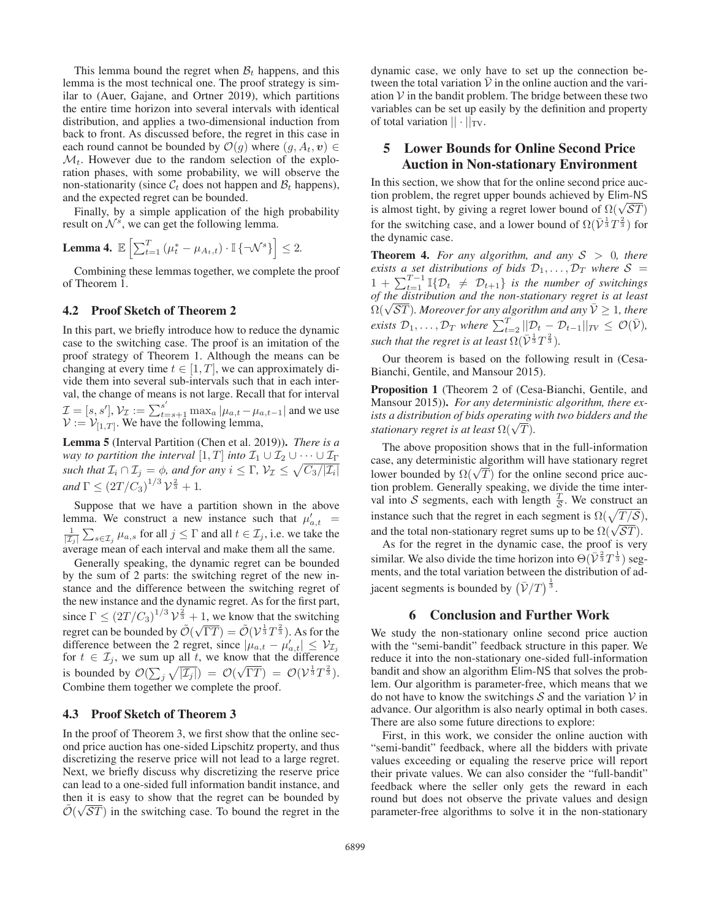This lemma bound the regret when $\mathcal{B}_t$ happens, and this lemma is the most technical one. The proof strategy is similar to (Auer, Gajane, and Ortner 2019), which partitions the entire time horizon into several intervals with identical distribution, and applies a two-dimensional induction from back to front. As discussed before, the regret in this case in each round cannot be bounded by $\mathcal{O}(g)$ where $(g, A_t, \boldsymbol{v}) \in \mathcal{M}_t$. However due to the random selection of the exploration phases, with some probability, we will observe the non-stationarity (since $\mathcal{C}_t$ does not happen and $\mathcal{B}_t$ happens), and the expected regret can be bounded.

Finally, by a simple application of the high probability result on $\mathcal{N}^s$, we can get the following lemma.

**Lemma 4.** $\mathbb{E}\left[\sum_{t=1}^{T}(\mu_t^* - \mu_{A_t,t}) \cdot \mathbb{I}\{\neg\mathcal{N}^s\}\right] \leq 2.$

Combining these lemmas together, we complete the proof of Theorem 1.

### 4.2 Proof Sketch of Theorem 2

In this part, we briefly introduce how to reduce the dynamic case to the switching case. The proof is an imitation of the proof strategy of Theorem 1. Although the means can be changing at every time $t \in [1, T]$, we can approximately divide them into several sub-intervals such that in each interval, the change of means is not large. Recall that for interval $\mathcal{I} = [s, s']$, $\mathcal{V}_{\mathcal{I}} := \sum_{t=s+1}^{s'} \max_a |\mu_{a,t} - \mu_{a,t-1}|$ and we use $\mathcal{V} := \mathcal{V}_{[1,T]}$. We have the following lemma,

**Lemma 5** (Interval Partition (Chen et al. 2019)). *There is a way to partition the interval $[1, T]$ into $\mathcal{I}_1 \cup \mathcal{I}_2 \cup \cdots \cup \mathcal{I}_\Gamma$ such that $\mathcal{I}_i \cap \mathcal{I}_j = \phi$, and for any $i \leq \Gamma$, $\mathcal{V}_{\mathcal{I}} \leq \sqrt{C_3/|\mathcal{I}_i|}$ and $\Gamma \leq (2T/C_3)^{1/3}\mathcal{V}^{\frac{2}{3}} + 1$.*

Suppose that we have a partition shown in the above lemma. We construct a new instance such that $\mu'_{a,t} = \frac{1}{|\mathcal{I}_j|}\sum_{s\in\mathcal{I}_j}\mu_{a,s}$ for all $j \leq \Gamma$ and all $t \in \mathcal{I}_j$, i.e. we take the average mean of each interval and make them all the same.

Generally speaking, the dynamic regret can be bounded by the sum of 2 parts: the switching regret of the new instance and the difference between the switching regret of the new instance and the dynamic regret. As for the first part, since $\Gamma \leq (2T/C_3)^{1/3}\mathcal{V}^{\frac{2}{3}} + 1$, we know that the switching regret can be bounded by $\tilde{\mathcal{O}}(\sqrt{\Gamma T}) = \tilde{\mathcal{O}}(\mathcal{V}^{\frac{1}{3}}T^{\frac{2}{3}})$. As for the difference between the 2 regret, since $|\mu_{a,t} - \mu'_{a,t}| \leq \mathcal{V}_{\mathcal{I}_j}$ for $t \in \mathcal{I}_j$, we sum up all $t$, we know that the difference is bounded by $\mathcal{O}(\sum_j \sqrt{|\mathcal{I}_j|}) = \mathcal{O}(\sqrt{\Gamma T}) = \mathcal{O}(\mathcal{V}^{\frac{1}{3}}T^{\frac{2}{3}})$. Combine them together we complete the proof.

### 4.3 Proof Sketch of Theorem 3

In the proof of Theorem 3, we first show that the online second price auction has one-sided Lipschitz property, and thus discretizing the reserve price will not lead to a large regret. Next, we briefly discuss why discretizing the reserve price can lead to a one-sided full information bandit instance, and then it is easy to show that the regret can be bounded by $\tilde{\mathcal{O}}(\sqrt{\mathcal{S}T})$ in the switching case. To bound the regret in the dynamic case, we only have to set up the connection between the total variation $\bar{\mathcal{V}}$ in the online auction and the variation $\mathcal{V}$ in the bandit problem. The bridge between these two variables can be set up easily by the definition and property of total variation $||\cdot||_{\text{TV}}$.

## 5 Lower Bounds for Online Second Price Auction in Non-stationary Environment

In this section, we show that for the online second price auction problem, the regret upper bounds achieved by Elim-NS is almost tight, by giving a regret lower bound of $\Omega(\sqrt{\mathcal{S}T})$ for the switching case, and a lower bound of $\Omega(\bar{\mathcal{V}}^{\frac{1}{3}}T^{\frac{2}{3}})$ for the dynamic case.

**Theorem 4.** *For any algorithm, and any $\mathcal{S} > 0$, there exists a set distributions of bids $\mathcal{D}_1, \ldots, \mathcal{D}_T$ where $\mathcal{S} = 1 + \sum_{t=1}^{T-1}\mathbb{I}\{\mathcal{D}_t \neq \mathcal{D}_{t+1}\}$ is the number of switchings of the distribution and the non-stationary regret is at least $\Omega(\sqrt{\mathcal{S}T})$. Moreover for any algorithm and any $\bar{\mathcal{V}} \geq 1$, there exists $\mathcal{D}_1, \ldots, \mathcal{D}_T$ where $\sum_{t=2}^{T}||\mathcal{D}_t - \mathcal{D}_{t-1}||_{TV} \leq \mathcal{O}(\bar{\mathcal{V}})$, such that the regret is at least $\Omega(\bar{\mathcal{V}}^{\frac{1}{3}}T^{\frac{2}{3}})$.*

Our theorem is based on the following result in (Cesa-Bianchi, Gentile, and Mansour 2015).

**Proposition 1** (Theorem 2 of (Cesa-Bianchi, Gentile, and Mansour 2015)). *For any deterministic algorithm, there exists a distribution of bids operating with two bidders and the stationary regret is at least $\Omega(\sqrt{T})$.*

The above proposition shows that in the full-information case, any deterministic algorithm will have stationary regret lower bounded by $\Omega(\sqrt{T})$ for the online second price auction problem. Generally speaking, we divide the time interval into $\mathcal{S}$ segments, each with length $\frac{T}{\mathcal{S}}$. We construct an instance such that the regret in each segment is $\Omega(\sqrt{T/\mathcal{S}})$, and the total non-stationary regret sums up to be $\Omega(\sqrt{\mathcal{S}T})$.

As for the regret in the dynamic case, the proof is very similar. We also divide the time horizon into $\Theta(\bar{\mathcal{V}}^{\frac{2}{3}}T^{\frac{1}{3}})$ segments, and the total variation between the distribution of adjacent segments is bounded by $(\bar{\mathcal{V}}/T)^{\frac{1}{3}}$.

## 6 Conclusion and Further Work

We study the non-stationary online second price auction with the "semi-bandit" feedback structure in this paper. We reduce it into the non-stationary one-sided full-information bandit and show an algorithm Elim-NS that solves the problem. Our algorithm is parameter-free, which means that we do not have to know the switchings $\mathcal{S}$ and the variation $\mathcal{V}$ in advance. Our algorithm is also nearly optimal in both cases. There are also some future directions to explore:

First, in this work, we consider the online auction with "semi-bandit" feedback, where all the bidders with private values exceeding or equaling the reserve price will report their private values. We can also consider the "full-bandit" feedback where the seller only gets the reward in each round but does not observe the private values and design parameter-free algorithms to solve it in the non-stationary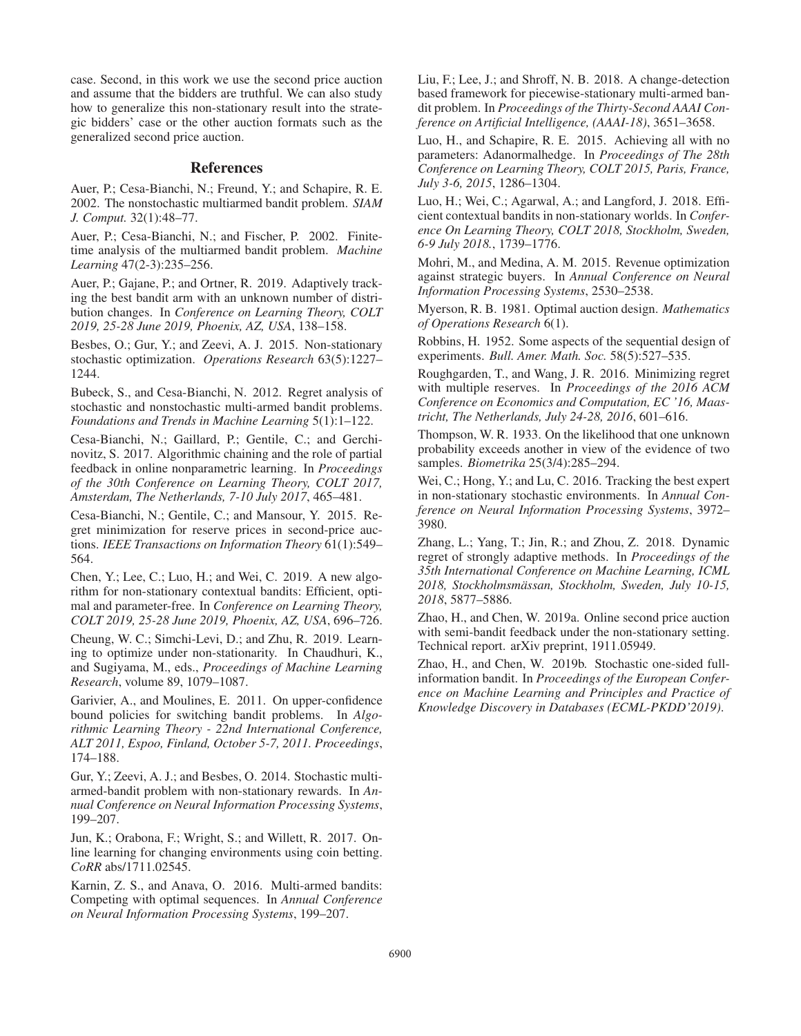case. Second, in this work we use the second price auction and assume that the bidders are truthful. We can also study how to generalize this non-stationary result into the strategic bidders' case or the other auction formats such as the generalized second price auction.

## References

Auer, P.; Cesa-Bianchi, N.; Freund, Y.; and Schapire, R. E. 2002. The nonstochastic multiarmed bandit problem. *SIAM J. Comput.* 32(1):48–77.

Auer, P.; Cesa-Bianchi, N.; and Fischer, P. 2002. Finite-time analysis of the multiarmed bandit problem. *Machine Learning* 47(2-3):235–256.

Auer, P.; Gajane, P.; and Ortner, R. 2019. Adaptively tracking the best bandit arm with an unknown number of distribution changes. In *Conference on Learning Theory, COLT 2019, 25-28 June 2019, Phoenix, AZ, USA*, 138–158.

Besbes, O.; Gur, Y.; and Zeevi, A. J. 2015. Non-stationary stochastic optimization. *Operations Research* 63(5):1227–1244.

Bubeck, S., and Cesa-Bianchi, N. 2012. Regret analysis of stochastic and nonstochastic multi-armed bandit problems. *Foundations and Trends in Machine Learning* 5(1):1–122.

Cesa-Bianchi, N.; Gaillard, P.; Gentile, C.; and Gerchinovitz, S. 2017. Algorithmic chaining and the role of partial feedback in online nonparametric learning. In *Proceedings of the 30th Conference on Learning Theory, COLT 2017, Amsterdam, The Netherlands, 7-10 July 2017*, 465–481.

Cesa-Bianchi, N.; Gentile, C.; and Mansour, Y. 2015. Regret minimization for reserve prices in second-price auctions. *IEEE Transactions on Information Theory* 61(1):549–564.

Chen, Y.; Lee, C.; Luo, H.; and Wei, C. 2019. A new algorithm for non-stationary contextual bandits: Efficient, optimal and parameter-free. In *Conference on Learning Theory, COLT 2019, 25-28 June 2019, Phoenix, AZ, USA*, 696–726.

Cheung, W. C.; Simchi-Levi, D.; and Zhu, R. 2019. Learning to optimize under non-stationarity. In Chaudhuri, K., and Sugiyama, M., eds., *Proceedings of Machine Learning Research*, volume 89, 1079–1087.

Garivier, A., and Moulines, E. 2011. On upper-confidence bound policies for switching bandit problems. In *Algorithmic Learning Theory - 22nd International Conference, ALT 2011, Espoo, Finland, October 5-7, 2011. Proceedings*, 174–188.

Gur, Y.; Zeevi, A. J.; and Besbes, O. 2014. Stochastic multi-armed-bandit problem with non-stationary rewards. In *Annual Conference on Neural Information Processing Systems*, 199–207.

Jun, K.; Orabona, F.; Wright, S.; and Willett, R. 2017. Online learning for changing environments using coin betting. *CoRR* abs/1711.02545.

Karnin, Z. S., and Anava, O. 2016. Multi-armed bandits: Competing with optimal sequences. In *Annual Conference on Neural Information Processing Systems*, 199–207.

Liu, F.; Lee, J.; and Shroff, N. B. 2018. A change-detection based framework for piecewise-stationary multi-armed bandit problem. In *Proceedings of the Thirty-Second AAAI Conference on Artificial Intelligence, (AAAI-18)*, 3651–3658.

Luo, H., and Schapire, R. E. 2015. Achieving all with no parameters: Adanormalhedge. In *Proceedings of The 28th Conference on Learning Theory, COLT 2015, Paris, France, July 3-6, 2015*, 1286–1304.

Luo, H.; Wei, C.; Agarwal, A.; and Langford, J. 2018. Efficient contextual bandits in non-stationary worlds. In *Conference On Learning Theory, COLT 2018, Stockholm, Sweden, 6-9 July 2018.*, 1739–1776.

Mohri, M., and Medina, A. M. 2015. Revenue optimization against strategic buyers. In *Annual Conference on Neural Information Processing Systems*, 2530–2538.

Myerson, R. B. 1981. Optimal auction design. *Mathematics of Operations Research* 6(1).

Robbins, H. 1952. Some aspects of the sequential design of experiments. *Bull. Amer. Math. Soc.* 58(5):527–535.

Roughgarden, T., and Wang, J. R. 2016. Minimizing regret with multiple reserves. In *Proceedings of the 2016 ACM Conference on Economics and Computation, EC '16, Maastricht, The Netherlands, July 24-28, 2016*, 601–616.

Thompson, W. R. 1933. On the likelihood that one unknown probability exceeds another in view of the evidence of two samples. *Biometrika* 25(3/4):285–294.

Wei, C.; Hong, Y.; and Lu, C. 2016. Tracking the best expert in non-stationary stochastic environments. In *Annual Conference on Neural Information Processing Systems*, 3972–3980.

Zhang, L.; Yang, T.; Jin, R.; and Zhou, Z. 2018. Dynamic regret of strongly adaptive methods. In *Proceedings of the 35th International Conference on Machine Learning, ICML 2018, Stockholmsmässan, Stockholm, Sweden, July 10-15, 2018*, 5877–5886.

Zhao, H., and Chen, W. 2019a. Online second price auction with semi-bandit feedback under the non-stationary setting. Technical report. arXiv preprint, 1911.05949.

Zhao, H., and Chen, W. 2019b. Stochastic one-sided full-information bandit. In *Proceedings of the European Conference on Machine Learning and Principles and Practice of Knowledge Discovery in Databases (ECML-PKDD'2019)*.